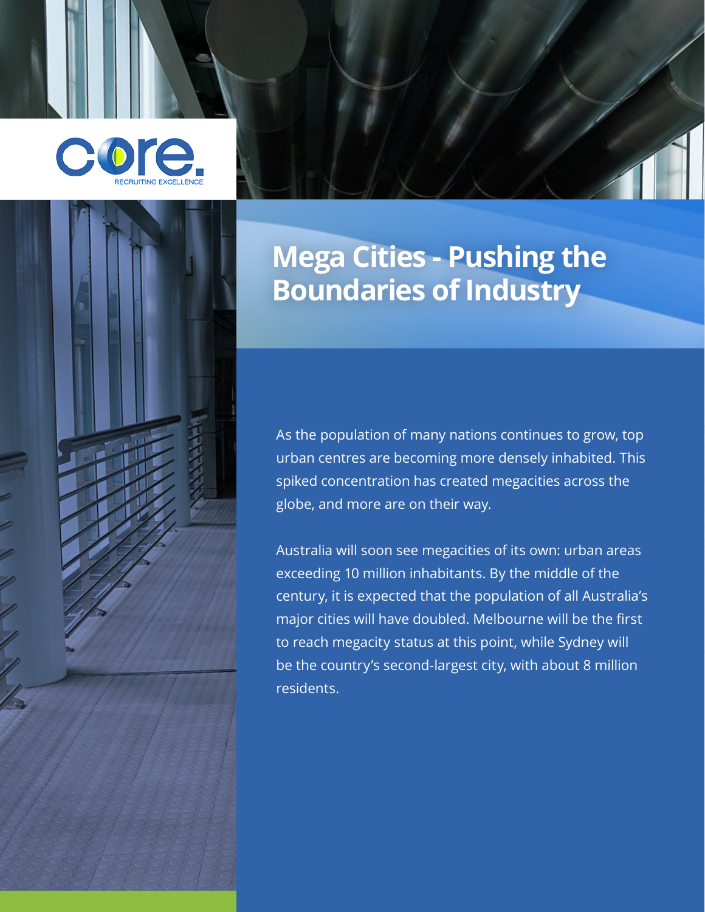core.
RECRUITING EXCELLENCE

# Mega Cities - Pushing the Boundaries of Industry

As the population of many nations continues to grow, top urban centres are becoming more densely inhabited. This spiked concentration has created megacities across the globe, and more are on their way.

Australia will soon see megacities of its own: urban areas exceeding 10 million inhabitants. By the middle of the century, it is expected that the population of all Australia's major cities will have doubled. Melbourne will be the first to reach megacity status at this point, while Sydney will be the country's second-largest city, with about 8 million residents.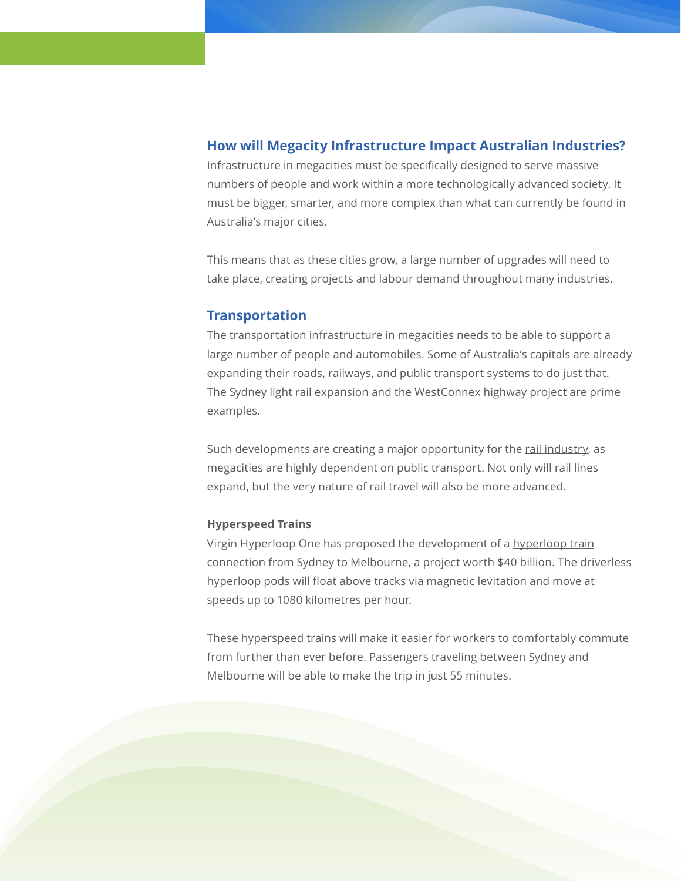## How will Megacity Infrastructure Impact Australian Industries?

Infrastructure in megacities must be specifically designed to serve massive numbers of people and work within a more technologically advanced society. It must be bigger, smarter, and more complex than what can currently be found in Australia's major cities.

This means that as these cities grow, a large number of upgrades will need to take place, creating projects and labour demand throughout many industries.

## Transportation

The transportation infrastructure in megacities needs to be able to support a large number of people and automobiles. Some of Australia's capitals are already expanding their roads, railways, and public transport systems to do just that. The Sydney light rail expansion and the WestConnex highway project are prime examples.

Such developments are creating a major opportunity for the rail industry, as megacities are highly dependent on public transport. Not only will rail lines expand, but the very nature of rail travel will also be more advanced.

### Hyperspeed Trains

Virgin Hyperloop One has proposed the development of a hyperloop train connection from Sydney to Melbourne, a project worth $40 billion. The driverless hyperloop pods will float above tracks via magnetic levitation and move at speeds up to 1080 kilometres per hour.

These hyperspeed trains will make it easier for workers to comfortably commute from further than ever before. Passengers traveling between Sydney and Melbourne will be able to make the trip in just 55 minutes.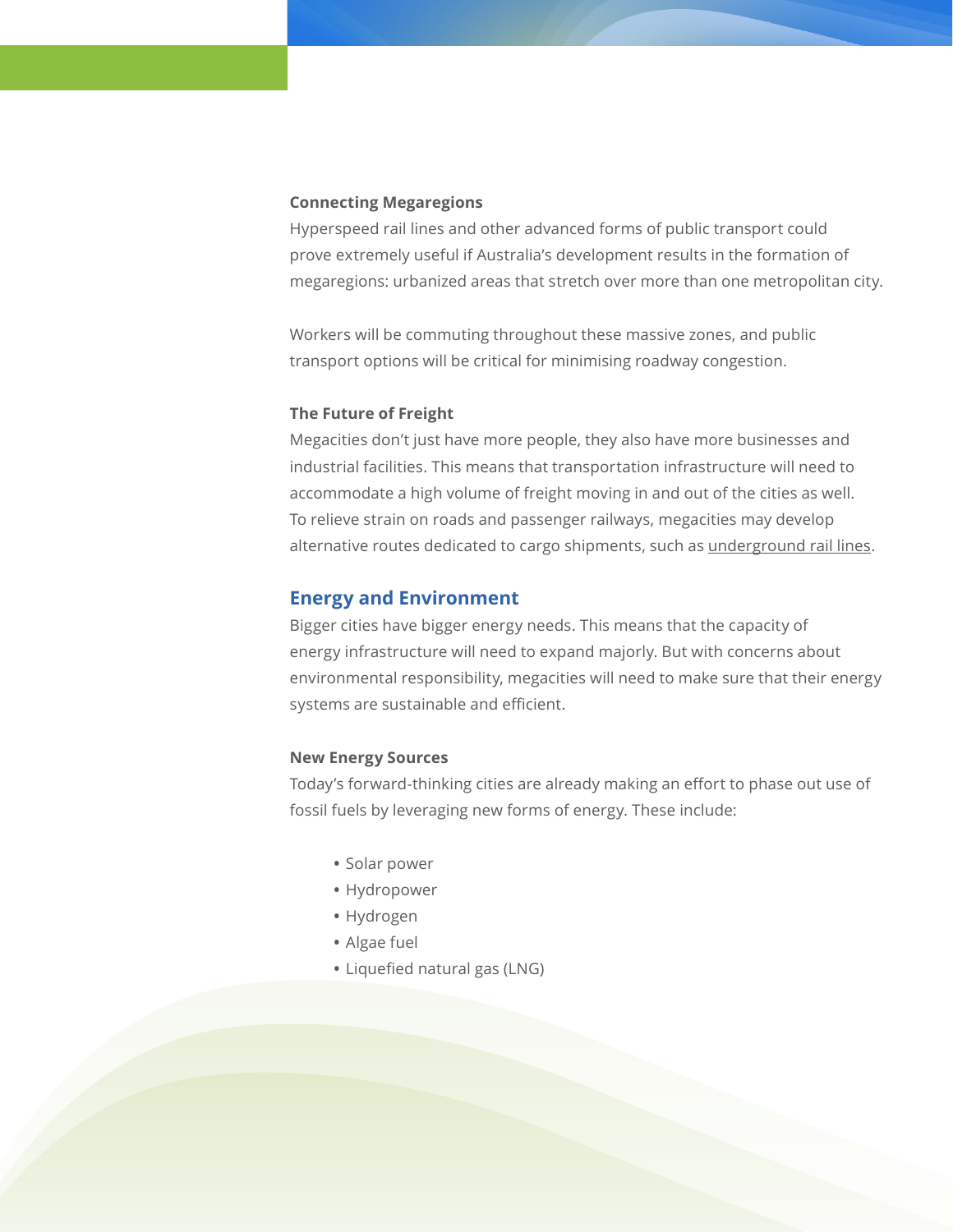### Connecting Megaregions

Hyperspeed rail lines and other advanced forms of public transport could prove extremely useful if Australia's development results in the formation of megaregions: urbanized areas that stretch over more than one metropolitan city.

Workers will be commuting throughout these massive zones, and public transport options will be critical for minimising roadway congestion.

### The Future of Freight

Megacities don't just have more people, they also have more businesses and industrial facilities. This means that transportation infrastructure will need to accommodate a high volume of freight moving in and out of the cities as well. To relieve strain on roads and passenger railways, megacities may develop alternative routes dedicated to cargo shipments, such as underground rail lines.

## Energy and Environment

Bigger cities have bigger energy needs. This means that the capacity of energy infrastructure will need to expand majorly. But with concerns about environmental responsibility, megacities will need to make sure that their energy systems are sustainable and efficient.

### New Energy Sources

Today's forward-thinking cities are already making an effort to phase out use of fossil fuels by leveraging new forms of energy. These include:

- Solar power
- Hydropower
- Hydrogen
- Algae fuel
- Liquefied natural gas (LNG)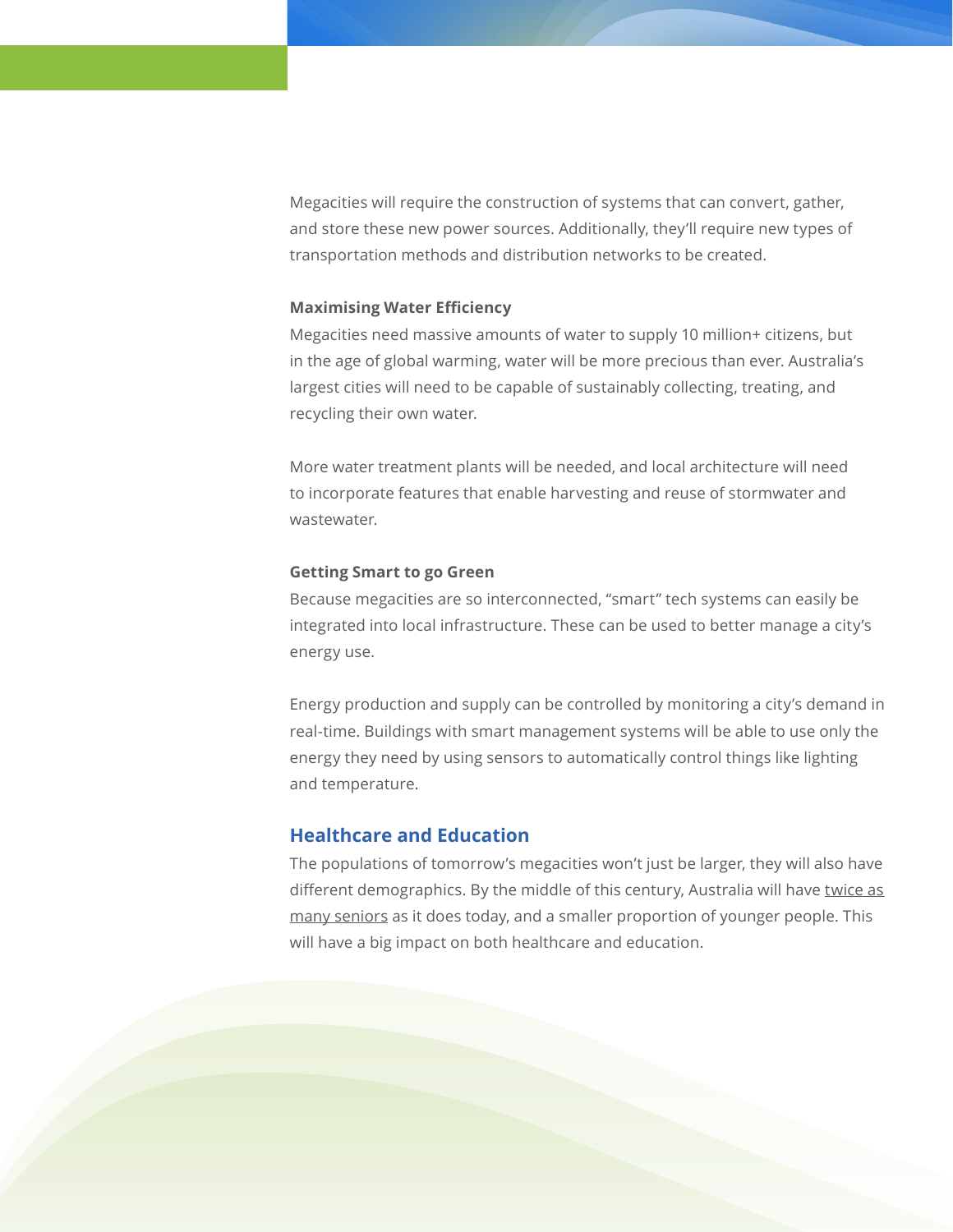Megacities will require the construction of systems that can convert, gather, and store these new power sources. Additionally, they'll require new types of transportation methods and distribution networks to be created.

### Maximising Water Efficiency

Megacities need massive amounts of water to supply 10 million+ citizens, but in the age of global warming, water will be more precious than ever. Australia's largest cities will need to be capable of sustainably collecting, treating, and recycling their own water.

More water treatment plants will be needed, and local architecture will need to incorporate features that enable harvesting and reuse of stormwater and wastewater.

### Getting Smart to go Green

Because megacities are so interconnected, "smart" tech systems can easily be integrated into local infrastructure. These can be used to better manage a city's energy use.

Energy production and supply can be controlled by monitoring a city's demand in real-time. Buildings with smart management systems will be able to use only the energy they need by using sensors to automatically control things like lighting and temperature.

## Healthcare and Education

The populations of tomorrow's megacities won't just be larger, they will also have different demographics. By the middle of this century, Australia will have twice as many seniors as it does today, and a smaller proportion of younger people. This will have a big impact on both healthcare and education.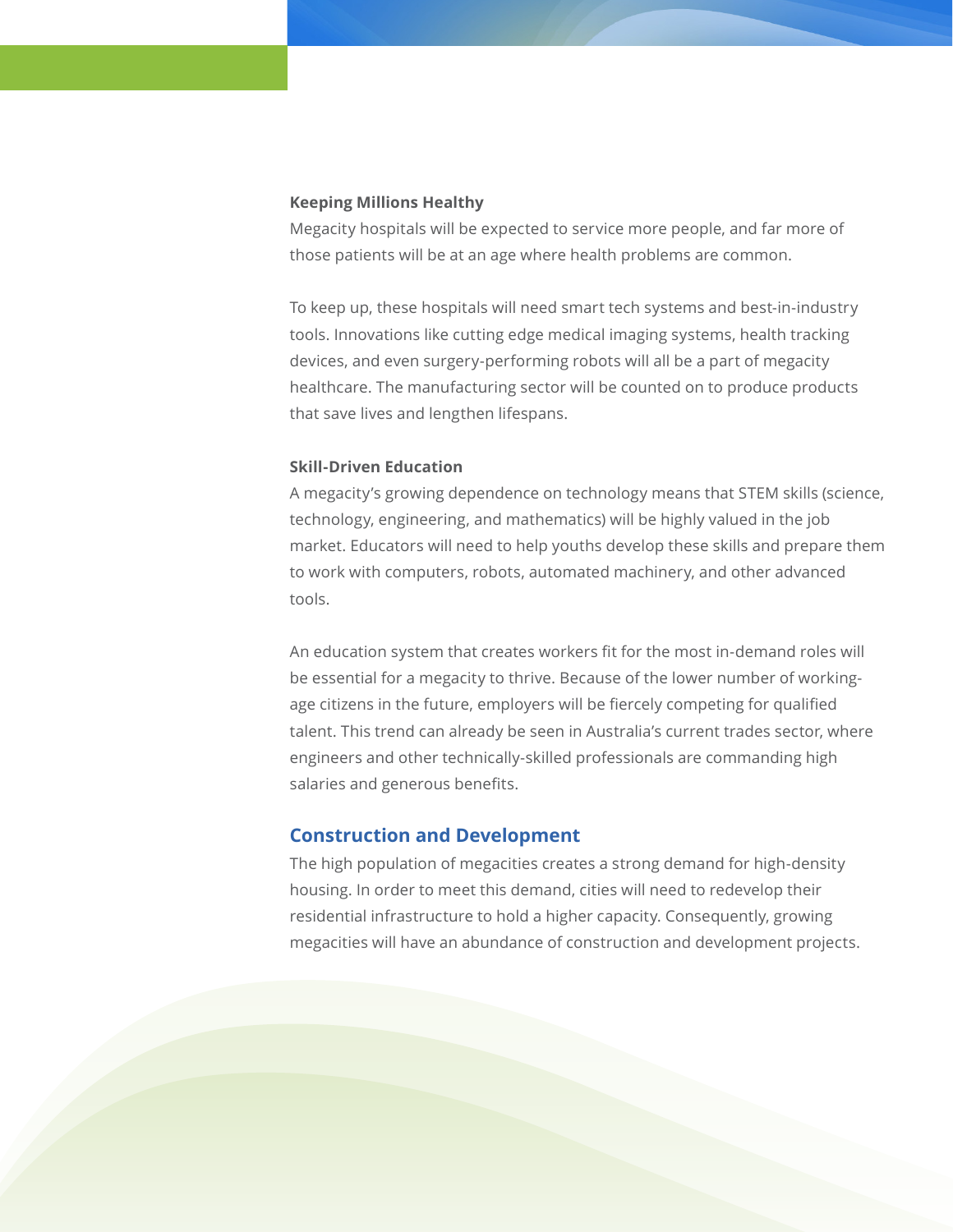### Keeping Millions Healthy

Megacity hospitals will be expected to service more people, and far more of those patients will be at an age where health problems are common.

To keep up, these hospitals will need smart tech systems and best-in-industry tools. Innovations like cutting edge medical imaging systems, health tracking devices, and even surgery-performing robots will all be a part of megacity healthcare. The manufacturing sector will be counted on to produce products that save lives and lengthen lifespans.

### Skill-Driven Education

A megacity's growing dependence on technology means that STEM skills (science, technology, engineering, and mathematics) will be highly valued in the job market. Educators will need to help youths develop these skills and prepare them to work with computers, robots, automated machinery, and other advanced tools.

An education system that creates workers fit for the most in-demand roles will be essential for a megacity to thrive. Because of the lower number of working-age citizens in the future, employers will be fiercely competing for qualified talent. This trend can already be seen in Australia's current trades sector, where engineers and other technically-skilled professionals are commanding high salaries and generous benefits.

## Construction and Development

The high population of megacities creates a strong demand for high-density housing. In order to meet this demand, cities will need to redevelop their residential infrastructure to hold a higher capacity. Consequently, growing megacities will have an abundance of construction and development projects.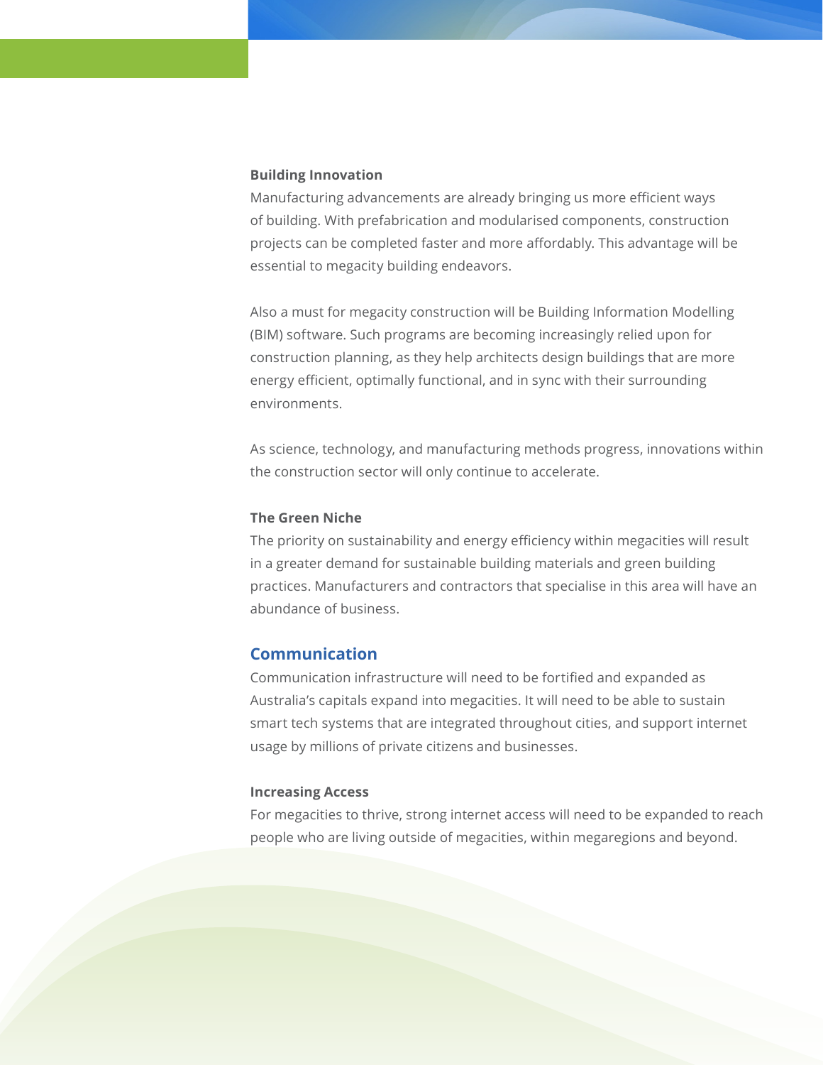### Building Innovation

Manufacturing advancements are already bringing us more efficient ways of building. With prefabrication and modularised components, construction projects can be completed faster and more affordably. This advantage will be essential to megacity building endeavors.

Also a must for megacity construction will be Building Information Modelling (BIM) software. Such programs are becoming increasingly relied upon for construction planning, as they help architects design buildings that are more energy efficient, optimally functional, and in sync with their surrounding environments.

As science, technology, and manufacturing methods progress, innovations within the construction sector will only continue to accelerate.

### The Green Niche

The priority on sustainability and energy efficiency within megacities will result in a greater demand for sustainable building materials and green building practices. Manufacturers and contractors that specialise in this area will have an abundance of business.

## Communication

Communication infrastructure will need to be fortified and expanded as Australia's capitals expand into megacities. It will need to be able to sustain smart tech systems that are integrated throughout cities, and support internet usage by millions of private citizens and businesses.

### Increasing Access

For megacities to thrive, strong internet access will need to be expanded to reach people who are living outside of megacities, within megaregions and beyond.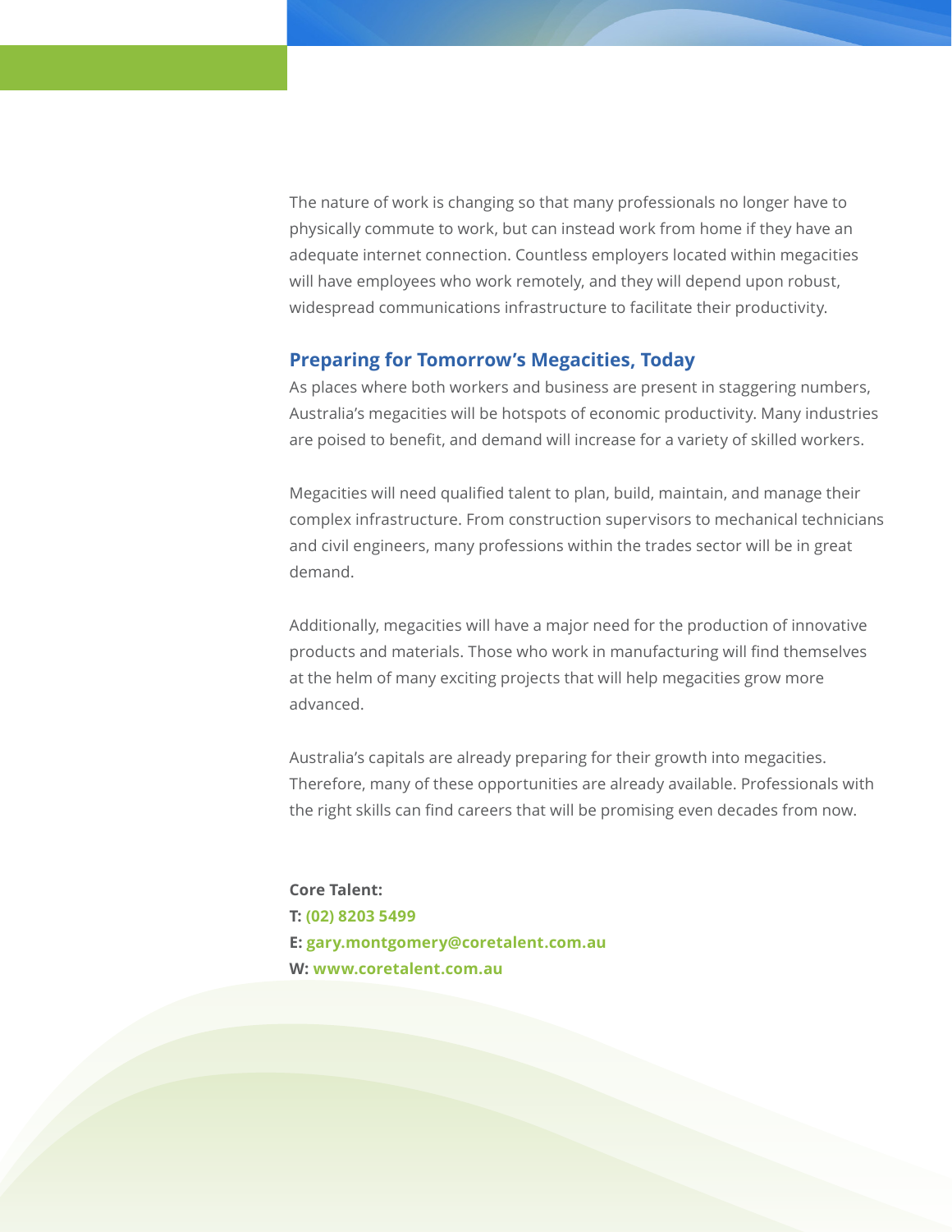The nature of work is changing so that many professionals no longer have to physically commute to work, but can instead work from home if they have an adequate internet connection. Countless employers located within megacities will have employees who work remotely, and they will depend upon robust, widespread communications infrastructure to facilitate their productivity.

## Preparing for Tomorrow's Megacities, Today

As places where both workers and business are present in staggering numbers, Australia's megacities will be hotspots of economic productivity. Many industries are poised to benefit, and demand will increase for a variety of skilled workers.

Megacities will need qualified talent to plan, build, maintain, and manage their complex infrastructure. From construction supervisors to mechanical technicians and civil engineers, many professions within the trades sector will be in great demand.

Additionally, megacities will have a major need for the production of innovative products and materials. Those who work in manufacturing will find themselves at the helm of many exciting projects that will help megacities grow more advanced.

Australia's capitals are already preparing for their growth into megacities. Therefore, many of these opportunities are already available. Professionals with the right skills can find careers that will be promising even decades from now.

**Core Talent:**
**T:** **(02) 8203 5499**
**E:** **gary.montgomery@coretalent.com.au**
**W:** **www.coretalent.com.au**